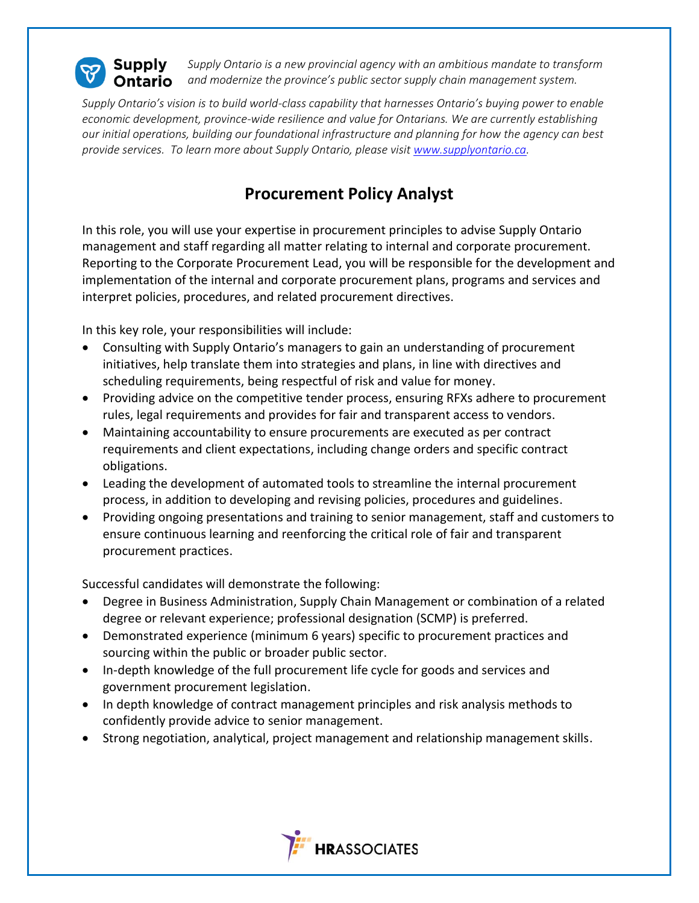**Supply Ontario**

*Supply Ontario is a new provincial agency with an ambitious mandate to transform and modernize the province's public sector supply chain management system.*

*Supply Ontario's vision is to build world-class capability that harnesses Ontario's buying power to enable economic development, province-wide resilience and value for Ontarians. We are currently establishing our initial operations, building our foundational infrastructure and planning for how the agency can best provide services. To learn more about Supply Ontario, please visit [www.supplyontario.ca](http://www.supplyontario.ca).*

# Procurement Policy Analyst

In this role, you will use your expertise in procurement principles to advise Supply Ontario management and staff regarding all matter relating to internal and corporate procurement. Reporting to the Corporate Procurement Lead, you will be responsible for the development and implementation of the internal and corporate procurement plans, programs and services and interpret policies, procedures, and related procurement directives.

In this key role, your responsibilities will include:

- Consulting with Supply Ontario's managers to gain an understanding of procurement initiatives, help translate them into strategies and plans, in line with directives and scheduling requirements, being respectful of risk and value for money.
- Providing advice on the competitive tender process, ensuring RFXs adhere to procurement rules, legal requirements and provides for fair and transparent access to vendors.
- Maintaining accountability to ensure procurements are executed as per contract requirements and client expectations, including change orders and specific contract obligations.
- Leading the development of automated tools to streamline the internal procurement process, in addition to developing and revising policies, procedures and guidelines.
- Providing ongoing presentations and training to senior management, staff and customers to ensure continuous learning and reenforcing the critical role of fair and transparent procurement practices.

Successful candidates will demonstrate the following:

- Degree in Business Administration, Supply Chain Management or combination of a related degree or relevant experience; professional designation (SCMP) is preferred.
- Demonstrated experience (minimum 6 years) specific to procurement practices and sourcing within the public or broader public sector.
- In-depth knowledge of the full procurement life cycle for goods and services and government procurement legislation.
- In depth knowledge of contract management principles and risk analysis methods to confidently provide advice to senior management.
- Strong negotiation, analytical, project management and relationship management skills.

**HR**ASSOCIATES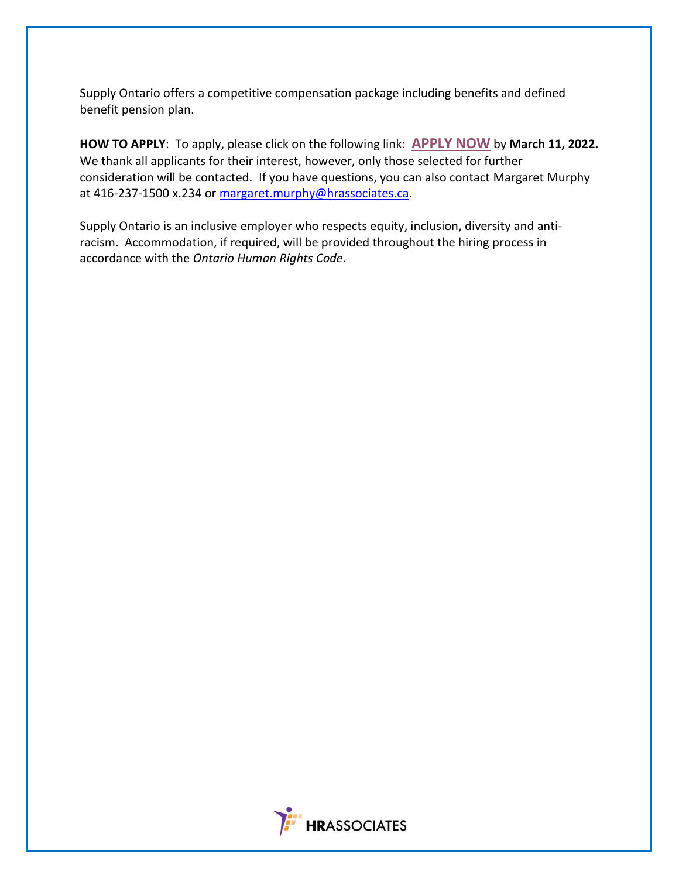Supply Ontario offers a competitive compensation package including benefits and defined benefit pension plan.

**HOW TO APPLY**: To apply, please click on the following link: **APPLY NOW** by **March 11, 2022.** We thank all applicants for their interest, however, only those selected for further consideration will be contacted. If you have questions, you can also contact Margaret Murphy at 416-237-1500 x.234 or margaret.murphy@hrassociates.ca.

Supply Ontario is an inclusive employer who respects equity, inclusion, diversity and anti-racism. Accommodation, if required, will be provided throughout the hiring process in accordance with the *Ontario Human Rights Code*.

**HR**ASSOCIATES